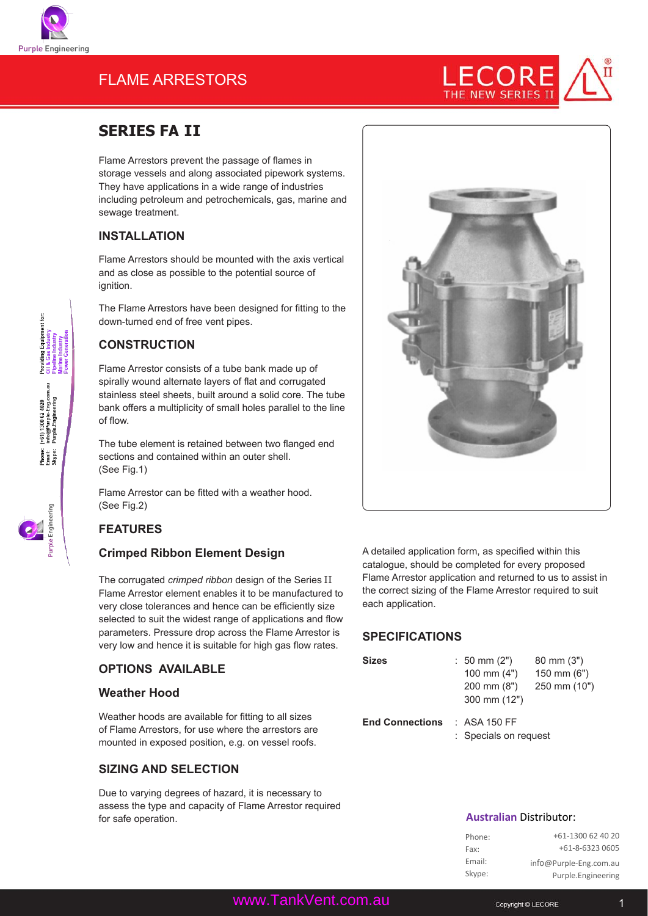# FLAME ARRESTORS

## SERIES FA II

Flame Arrestors prevent the passage of flames in storage vessels and along associated pipework systems. They have applications in a wide range of industries including petroleum and petrochemicals, gas, marine and sewage treatment.

### INSTALLATION

Flame Arrestors should be mounted with the axis vertical and as close as possible to the potential source of ignition.

The Flame Arrestors have been designed for fitting to the down-turned end of free vent pipes.

### CONSTRUCTION

Flame Arrestor consists of a tube bank made up of spirally wound alternate layers of flat and corrugated stainless steel sheets, built around a solid core. The tube bank offers a multiplicity of small holes parallel to the line of flow.

The tube element is retained between two flanged end sections and contained within an outer shell. (See Fig.1)

Flame Arrestor can be fitted with a weather hood. (See Fig.2)

### FEATURES

#### Crimped Ribbon Element Design

The corrugated *crimped ribbon* design of the Series II Flame Arrestor element enables it to be manufactured to very close tolerances and hence can be efficiently size selected to suit the widest range of applications and flow parameters. Pressure drop across the Flame Arrestor is very low and hence it is suitable for high gas flow rates.

### OPTIONS AVAILABLE

#### Weather Hood

Weather hoods are available for fitting to all sizes of Flame Arrestors, for use where the arrestors are mounted in exposed position, e.g. on vessel roofs.

### SIZING AND SELECTION

Due to varying degrees of hazard, it is necessary to assess the type and capacity of Flame Arrestor required for safe operation.

A detailed application form, as specified within this catalogue, should be completed for every proposed Flame Arrestor application and returned to us to assist in the correct sizing of the Flame Arrestor required to suit each application.

### SPECIFICATIONS

| | | |
|---|---|---|
| **Sizes** | : 50 mm (2") | 80 mm (3") |
| | 100 mm (4") | 150 mm (6") |
| | 200 mm (8") | 250 mm (10") |
| | 300 mm (12") | |
| **End Connections** | : ASA 150 FF | |
| | : Specials on request | |

**Australian Distributor:**

| | |
|---|---|
| Phone: | +61-1300 62 40 20 |
| Fax: | +61-8-6323 0605 |
| Email: | info@Purple-Eng.com.au |
| Skype: | Purple.Engineering |

www.TankVent.com.au

Copyright © LECORE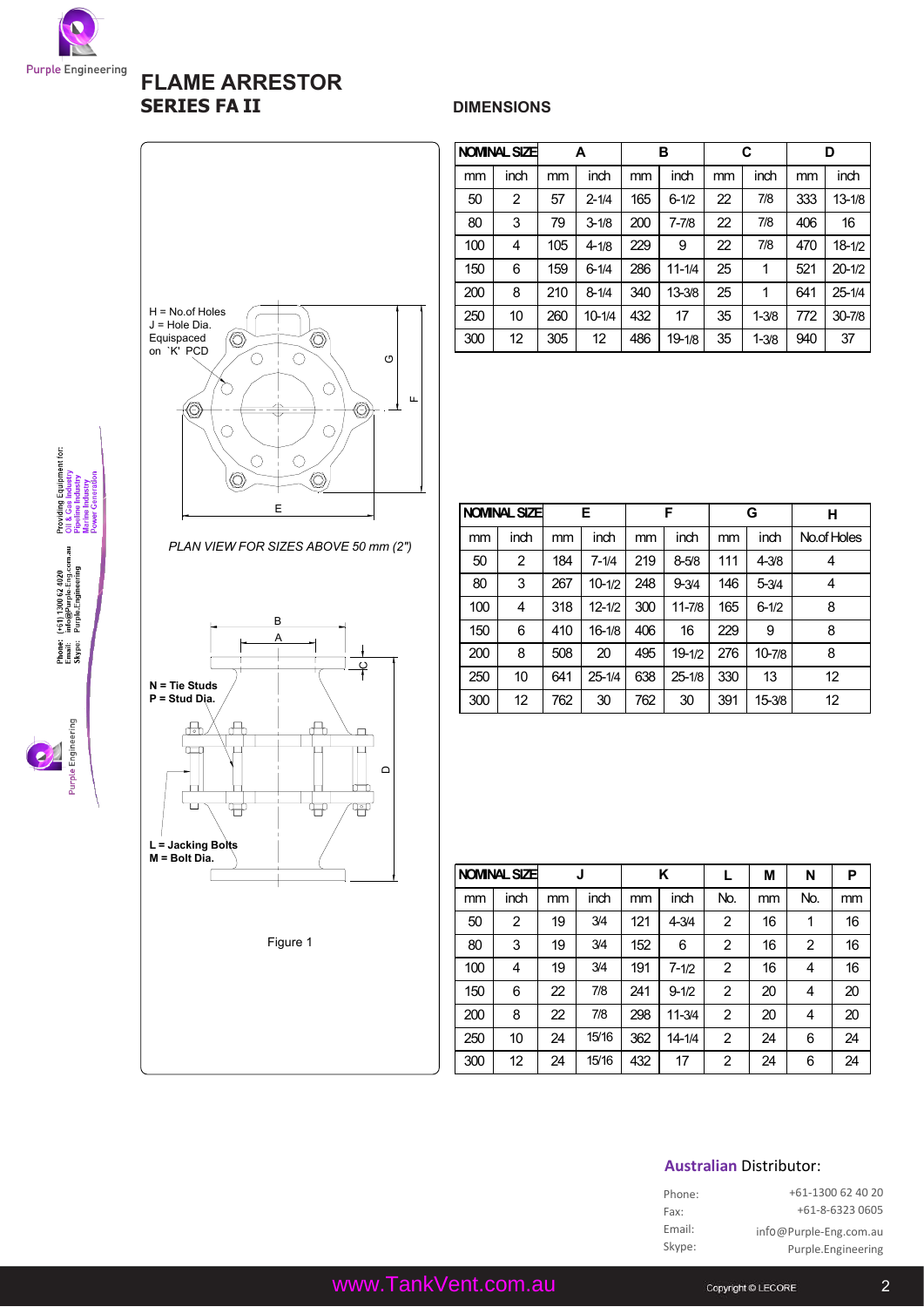# FLAME ARRESTOR

## SERIES FA II

## DIMENSIONS

H = No.of Holes
J = Hole Dia.
Equispaced on `K' PCD

PLAN VIEW FOR SIZES ABOVE 50 mm (2")

N = Tie Studs
P = Stud Dia.

L = Jacking Bolts
M = Bolt Dia.

Figure 1

| NOMINAL SIZE | | A | | B | | C | | D | |
|---|---|---|---|---|---|---|---|---|---|
| mm | inch | mm | inch | mm | inch | mm | inch | mm | inch |
| 50 | 2 | 57 | 2-1/4 | 165 | 6-1/2 | 22 | 7/8 | 333 | 13-1/8 |
| 80 | 3 | 79 | 3-1/8 | 200 | 7-7/8 | 22 | 7/8 | 406 | 16 |
| 100 | 4 | 105 | 4-1/8 | 229 | 9 | 22 | 7/8 | 470 | 18-1/2 |
| 150 | 6 | 159 | 6-1/4 | 286 | 11-1/4 | 25 | 1 | 521 | 20-1/2 |
| 200 | 8 | 210 | 8-1/4 | 340 | 13-3/8 | 25 | 1 | 641 | 25-1/4 |
| 250 | 10 | 260 | 10-1/4 | 432 | 17 | 35 | 1-3/8 | 772 | 30-7/8 |
| 300 | 12 | 305 | 12 | 486 | 19-1/8 | 35 | 1-3/8 | 940 | 37 |

| NOMINAL SIZE | | E | | F | | G | | H |
|---|---|---|---|---|---|---|---|---|
| mm | inch | mm | inch | mm | inch | mm | inch | No.of Holes |
| 50 | 2 | 184 | 7-1/4 | 219 | 8-5/8 | 111 | 4-3/8 | 4 |
| 80 | 3 | 267 | 10-1/2 | 248 | 9-3/4 | 146 | 5-3/4 | 4 |
| 100 | 4 | 318 | 12-1/2 | 300 | 11-7/8 | 165 | 6-1/2 | 8 |
| 150 | 6 | 410 | 16-1/8 | 406 | 16 | 229 | 9 | 8 |
| 200 | 8 | 508 | 20 | 495 | 19-1/2 | 276 | 10-7/8 | 8 |
| 250 | 10 | 641 | 25-1/4 | 638 | 25-1/8 | 330 | 13 | 12 |
| 300 | 12 | 762 | 30 | 762 | 30 | 391 | 15-3/8 | 12 |

| NOMINAL SIZE | | J | | K | | L | M | N | P |
|---|---|---|---|---|---|---|---|---|---|
| mm | inch | mm | inch | mm | inch | No. | mm | No. | mm |
| 50 | 2 | 19 | 3/4 | 121 | 4-3/4 | 2 | 16 | 1 | 16 |
| 80 | 3 | 19 | 3/4 | 152 | 6 | 2 | 16 | 2 | 16 |
| 100 | 4 | 19 | 3/4 | 191 | 7-1/2 | 2 | 16 | 4 | 16 |
| 150 | 6 | 22 | 7/8 | 241 | 9-1/2 | 2 | 20 | 4 | 20 |
| 200 | 8 | 22 | 7/8 | 298 | 11-3/4 | 2 | 20 | 4 | 20 |
| 250 | 10 | 24 | 15/16 | 362 | 14-1/4 | 2 | 24 | 6 | 24 |
| 300 | 12 | 24 | 15/16 | 432 | 17 | 2 | 24 | 6 | 24 |

**Australian** Distributor:

Phone: +61-1300 62 40 20
Fax: +61-8-6323 0605
Email: info@Purple-Eng.com.au
Skype: Purple.Engineering

www.TankVent.com.au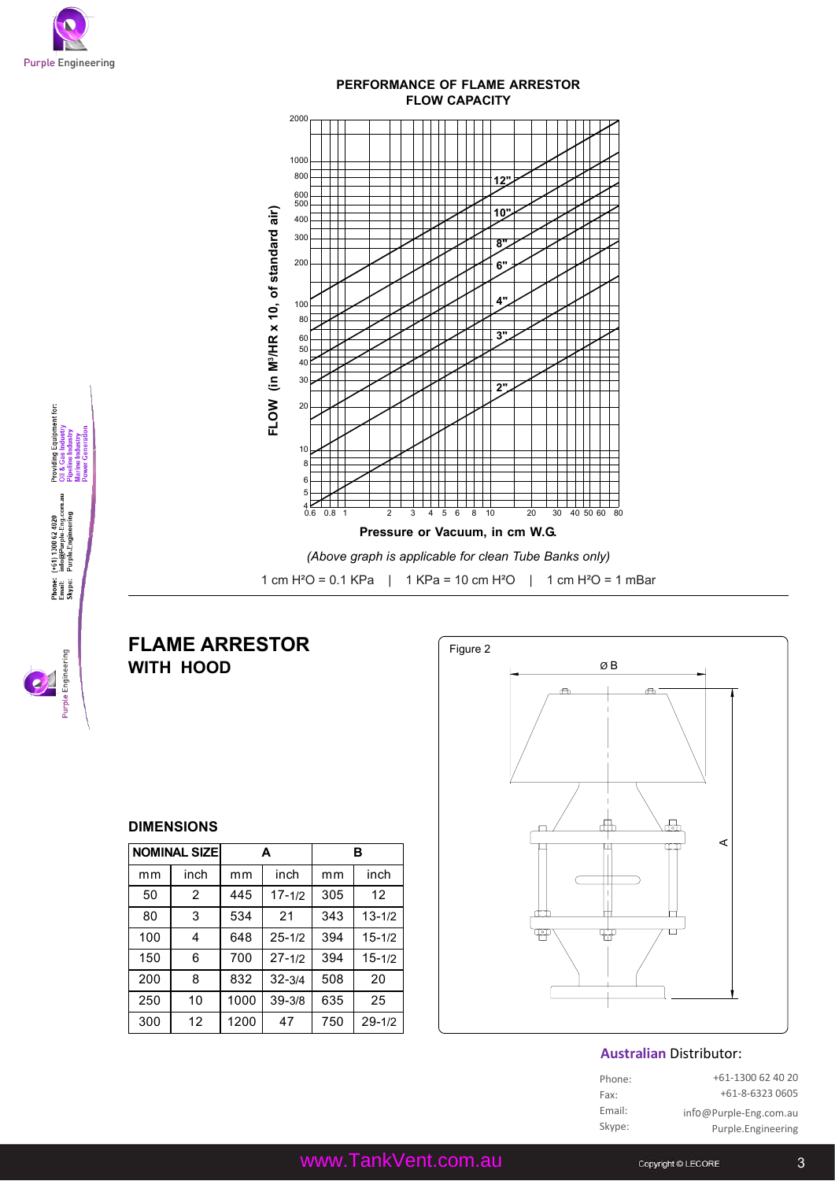## PERFORMANCE OF FLAME ARRESTOR FLOW CAPACITY

FLOW (in $M^3$/HR x 10, of standard air)

Pressure or Vacuum, in cm W.G.

*(Above graph is applicable for clean Tube Banks only)*

1 cm $H^2O$ = 0.1 KPa | 1 KPa = 10 cm $H^2O$ | 1 cm $H^2O$ = 1 mBar

# FLAME ARRESTOR
## WITH HOOD

### DIMENSIONS

| NOMINAL SIZE | | A | | B | |
|---|---|---|---|---|---|
| mm | inch | mm | inch | mm | inch |
| 50 | 2 | 445 | 17-1/2 | 305 | 12 |
| 80 | 3 | 534 | 21 | 343 | 13-1/2 |
| 100 | 4 | 648 | 25-1/2 | 394 | 15-1/2 |
| 150 | 6 | 700 | 27-1/2 | 394 | 15-1/2 |
| 200 | 8 | 832 | 32-3/4 | 508 | 20 |
| 250 | 10 | 1000 | 39-3/8 | 635 | 25 |
| 300 | 12 | 1200 | 47 | 750 | 29-1/2 |

Figure 2

**Australian Distributor:**

Phone: +61-1300 62 40 20
Fax: +61-8-6323 0605
Email: info@Purple-Eng.com.au
Skype: Purple.Engineering

www.TankVent.com.au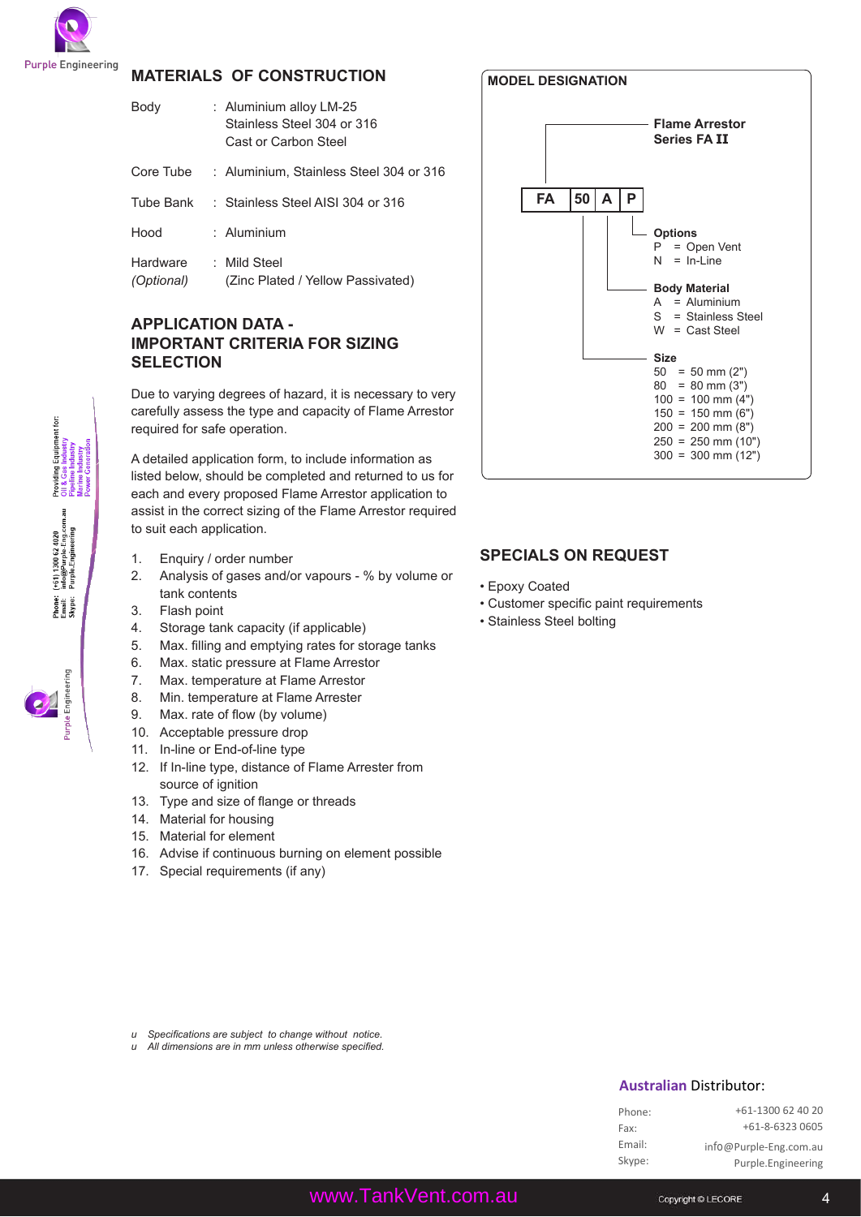## MATERIALS OF CONSTRUCTION

| | |
|---|---|
| Body | : Aluminium alloy LM-25<br>Stainless Steel 304 or 316<br>Cast or Carbon Steel |
| Core Tube | : Aluminium, Stainless Steel 304 or 316 |
| Tube Bank | : Stainless Steel AISI 304 or 316 |
| Hood | : Aluminium |
| Hardware *(Optional)* | : Mild Steel<br>(Zinc Plated / Yellow Passivated) |

## APPLICATION DATA - IMPORTANT CRITERIA FOR SIZING SELECTION

Due to varying degrees of hazard, it is necessary to very carefully assess the type and capacity of Flame Arrestor required for safe operation.

A detailed application form, to include information as listed below, should be completed and returned to us for each and every proposed Flame Arrestor application to assist in the correct sizing of the Flame Arrestor required to suit each application.

1. Enquiry / order number
2. Analysis of gases and/or vapours - % by volume or tank contents
3. Flash point
4. Storage tank capacity (if applicable)
5. Max. filling and emptying rates for storage tanks
6. Max. static pressure at Flame Arrestor
7. Max. temperature at Flame Arrestor
8. Min. temperature at Flame Arrester
9. Max. rate of flow (by volume)
10. Acceptable pressure drop
11. In-line or End-of-line type
12. If In-line type, distance of Flame Arrester from source of ignition
13. Type and size of flange or threads
14. Material for housing
15. Material for element
16. Advise if continuous burning on element possible
17. Special requirements (if any)

## MODEL DESIGNATION

| FA | 50 | A | P |
|---|---|---|---|

**Flame Arrestor Series FA II**

**Options**
P = Open Vent
N = In-Line

**Body Material**
A = Aluminium
S = Stainless Steel
W = Cast Steel

**Size**
50 = 50 mm (2")
80 = 80 mm (3")
100 = 100 mm (4")
150 = 150 mm (6")
200 = 200 mm (8")
250 = 250 mm (10")
300 = 300 mm (12")

## SPECIALS ON REQUEST

- Epoxy Coated
- Customer specific paint requirements
- Stainless Steel bolting

*Specifications are subject to change without notice.*
*All dimensions are in mm unless otherwise specified.*

**Australian Distributor:**

| | |
|---|---|
| Phone: | +61-1300 62 40 20 |
| Fax: | +61-8-6323 0605 |
| Email: | info@Purple-Eng.com.au |
| Skype: | Purple.Engineering |

www.TankVent.com.au

Copyright © LECORE